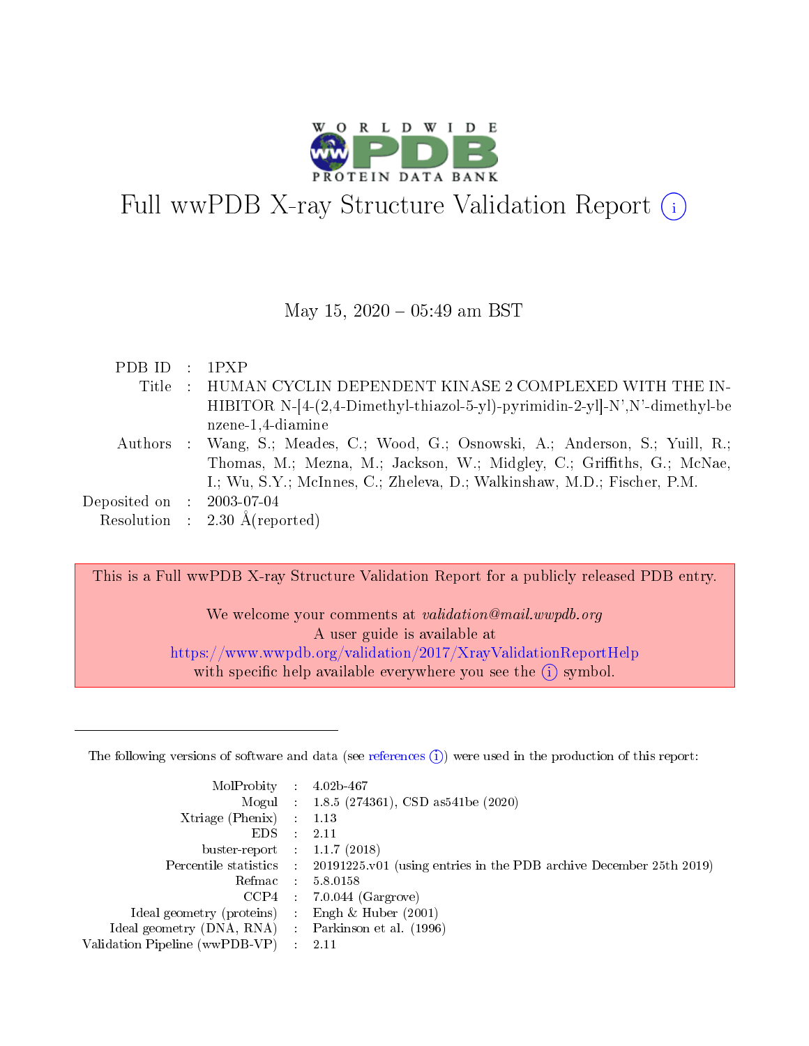# Full wwPDB X-ray Structure Validation Report

May 15, 2020 – 05:49 am BST

| | | |
|---|---|---|
| PDB ID | : | 1PXP |
| Title | : | HUMAN CYCLIN DEPENDENT KINASE 2 COMPLEXED WITH THE INHIBITOR N-[4-(2,4-Dimethyl-thiazol-5-yl)-pyrimidin-2-yl]-N',N'-dimethyl-benzene-1,4-diamine |
| Authors | : | Wang, S.; Meades, C.; Wood, G.; Osnowski, A.; Anderson, S.; Yuill, R.; Thomas, M.; Mezna, M.; Jackson, W.; Midgley, C.; Griffiths, G.; McNae, I.; Wu, S.Y.; McInnes, C.; Zheleva, D.; Walkinshaw, M.D.; Fischer, P.M. |
| Deposited on | : | 2003-07-04 |
| Resolution | : | 2.30 Å(reported) |

This is a Full wwPDB X-ray Structure Validation Report for a publicly released PDB entry.

We welcome your comments at *validation@mail.wwpdb.org*
A user guide is available at
https://www.wwpdb.org/validation/2017/XrayValidationReportHelp
with specific help available everywhere you see the (i) symbol.

The following versions of software and data (see references (i)) were used in the production of this report:

| | | |
|---|---|---|
| MolProbity | : | 4.02b-467 |
| Mogul | : | 1.8.5 (274361), CSD as541be (2020) |
| Xtriage (Phenix) | : | 1.13 |
| EDS | : | 2.11 |
| buster-report | : | 1.1.7 (2018) |
| Percentile statistics | : | 20191225.v01 (using entries in the PDB archive December 25th 2019) |
| Refmac | : | 5.8.0158 |
| CCP4 | : | 7.0.044 (Gargrove) |
| Ideal geometry (proteins) | : | Engh & Huber (2001) |
| Ideal geometry (DNA, RNA) | : | Parkinson et al. (1996) |
| Validation Pipeline (wwPDB-VP) | : | 2.11 |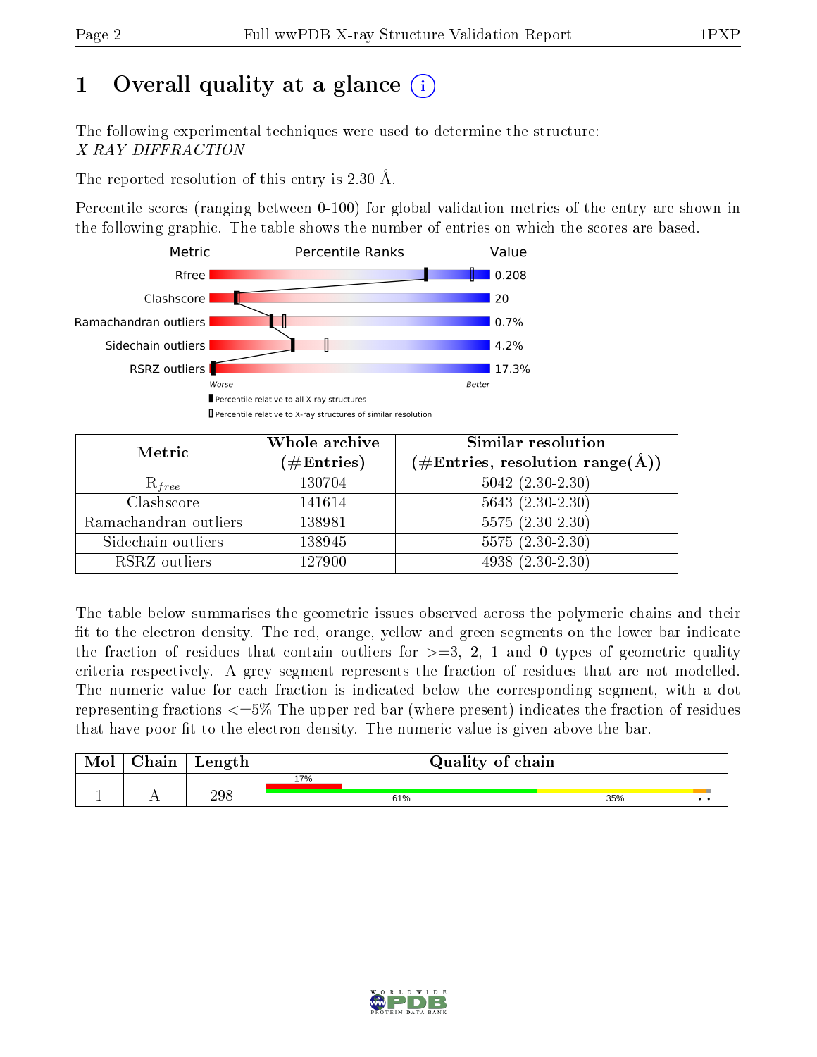# 1 Overall quality at a glance (i)

The following experimental techniques were used to determine the structure:
*X-RAY DIFFRACTION*

The reported resolution of this entry is 2.30 Å.

Percentile scores (ranging between 0-100) for global validation metrics of the entry are shown in the following graphic. The table shows the number of entries on which the scores are based.

| Metric | Value |
|---|---|
| Rfree | 0.208 |
| Clashscore | 20 |
| Ramachandran outliers | 0.7% |
| Sidechain outliers | 4.2% |
| RSRZ outliers | 17.3% |

Worse — Better

▮ Percentile relative to all X-ray structures
▯ Percentile relative to X-ray structures of similar resolution

| Metric | Whole archive (#Entries) | Similar resolution (#Entries, resolution range(Å)) |
|---|---|---|
| $R_{free}$ | 130704 | 5042 (2.30-2.30) |
| Clashscore | 141614 | 5643 (2.30-2.30) |
| Ramachandran outliers | 138981 | 5575 (2.30-2.30) |
| Sidechain outliers | 138945 | 5575 (2.30-2.30) |
| RSRZ outliers | 127900 | 4938 (2.30-2.30) |

The table below summarises the geometric issues observed across the polymeric chains and their fit to the electron density. The red, orange, yellow and green segments on the lower bar indicate the fraction of residues that contain outliers for >=3, 2, 1 and 0 types of geometric quality criteria respectively. A grey segment represents the fraction of residues that are not modelled. The numeric value for each fraction is indicated below the corresponding segment, with a dot representing fractions <=5% The upper red bar (where present) indicates the fraction of residues that have poor fit to the electron density. The numeric value is given above the bar.

| Mol | Chain | Length | Quality of chain |
|---|---|---|---|
| 1 | A | 298 | 17% (poor fit); 61%, 35%, •, • |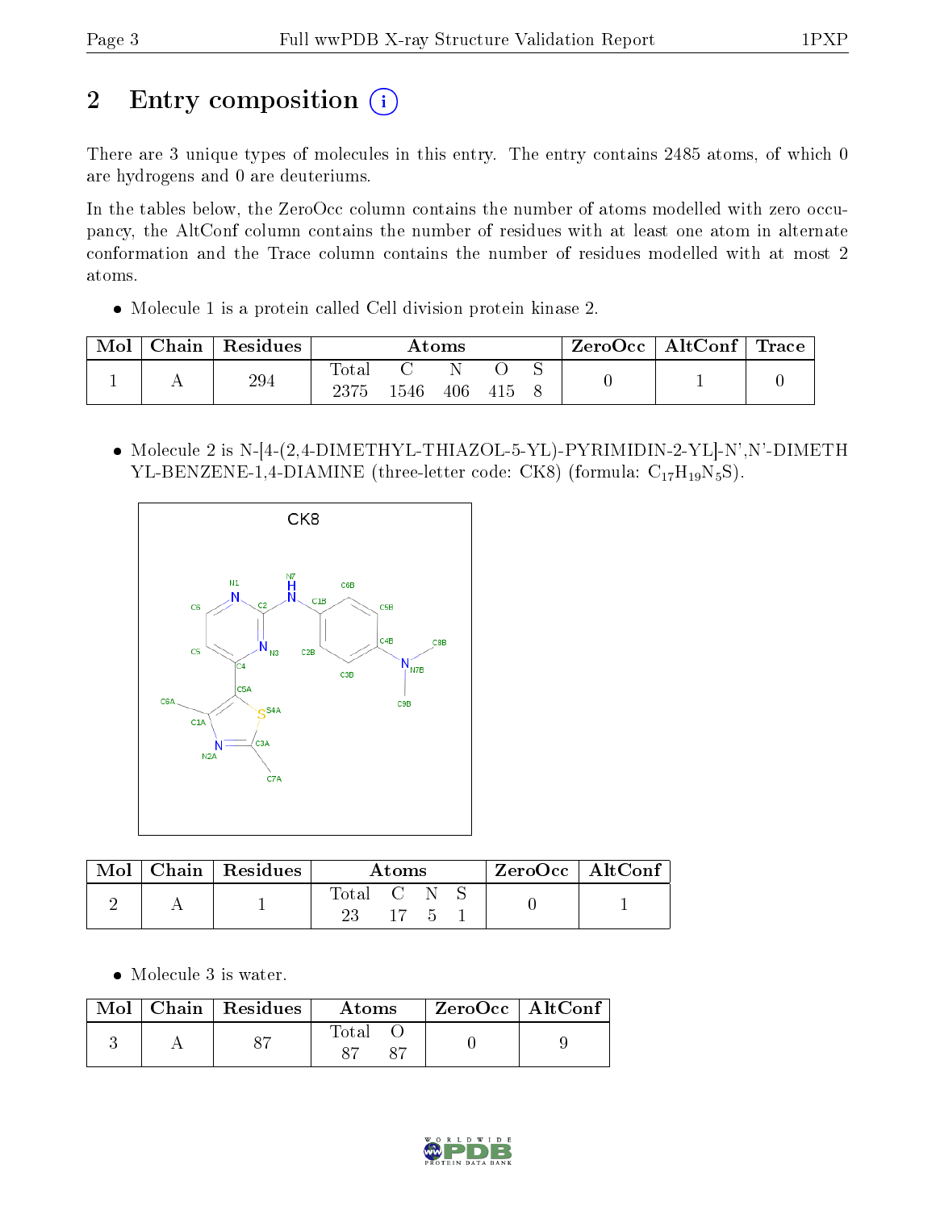# 2 Entry composition

There are 3 unique types of molecules in this entry. The entry contains 2485 atoms, of which 0 are hydrogens and 0 are deuteriums.

In the tables below, the ZeroOcc column contains the number of atoms modelled with zero occupancy, the AltConf column contains the number of residues with at least one atom in alternate conformation and the Trace column contains the number of residues modelled with at most 2 atoms.

- Molecule 1 is a protein called Cell division protein kinase 2.

| Mol | Chain | Residues | Atoms | | | | | ZeroOcc | AltConf | Trace |
|---|---|---|---|---|---|---|---|---|---|---|
| 1 | A | 294 | Total<br>2375 | C<br>1546 | N<br>406 | O<br>415 | S<br>8 | 0 | 1 | 0 |

- Molecule 2 is N-[4-(2,4-DIMETHYL-THIAZOL-5-YL)-PYRIMIDIN-2-YL]-N',N'-DIMETHYL-BENZENE-1,4-DIAMINE (three-letter code: CK8) (formula: $C_{17}H_{19}N_5S$).

| Mol | Chain | Residues | Atoms | | | | ZeroOcc | AltConf |
|---|---|---|---|---|---|---|---|---|
| 2 | A | 1 | Total<br>23 | C<br>17 | N<br>5 | S<br>1 | 0 | 1 |

- Molecule 3 is water.

| Mol | Chain | Residues | Atoms | | ZeroOcc | AltConf |
|---|---|---|---|---|---|---|
| 3 | A | 87 | Total<br>87 | O<br>87 | 0 | 9 |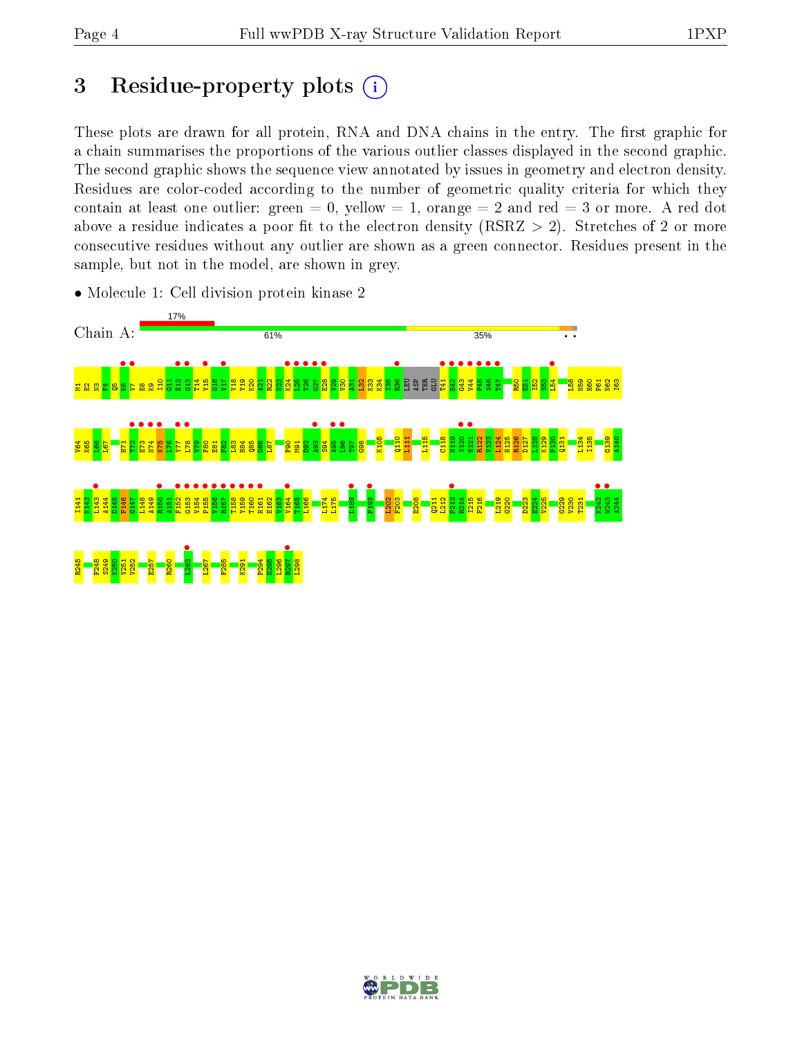# 3 Residue-property plots

These plots are drawn for all protein, RNA and DNA chains in the entry. The first graphic for a chain summarises the proportions of the various outlier classes displayed in the second graphic. The second graphic shows the sequence view annotated by issues in geometry and electron density. Residues are color-coded according to the number of geometric quality criteria for which they contain at least one outlier: green = 0, yellow = 1, orange = 2 and red = 3 or more. A red dot above a residue indicates a poor fit to the electron density (RSRZ > 2). Stretches of 2 or more consecutive residues without any outlier are shown as a green connector. Residues present in the sample, but not in the model, are shown in grey.

- Molecule 1: Cell division protein kinase 2

Chain A: 17% | 61% | 35%

M1 E2 N3 F4 Q5 K6 V7 E8 K9 I10 G11 E12 G13 T14 Y15 G16 V17 V18 Y19 K20 A21 R22 N23 K24 L25 T26 G27 E28 V29 V30 A31 L32 K33 K34 I35 R36 LEU ASP THR GLU T41 E42 G43 V44 P45 S46 T47 R50 E51 I52 S53 L54 L58 N59 H60 P61 N62 I63

V64 K65 L66 L67 H71 T72 E73 N74 K75 L76 Y77 L78 V79 F80 E81 F82 L83 H84 Q85 D86 L87 F90 M91 D92 A93 S94 A95 L96 T97 G98 K105 Q110 L111 I115 C118 H119 S120 H121 R122 V123 L124 H125 R126 D127 L128 K129 P130 Q131 L134 I135 G139 A140

I141 K142 L143 A144 D145 F146 G147 L148 A149 R150 A151 F152 G153 V154 P155 V156 R157 T158 Y159 T160 H161 E162 V163 V164 T165 L166 L174 L175 L189 F193 L202 F203 E208 Q211 L212 F213 R214 I215 F216 L219 G220 D223 E224 V225 Q229 V230 T231 K242 W243 A244

R245 F248 S249 K250 V251 V252 E257 R260 L263 L267 F285 K291 P294 H295 L296 R297 L298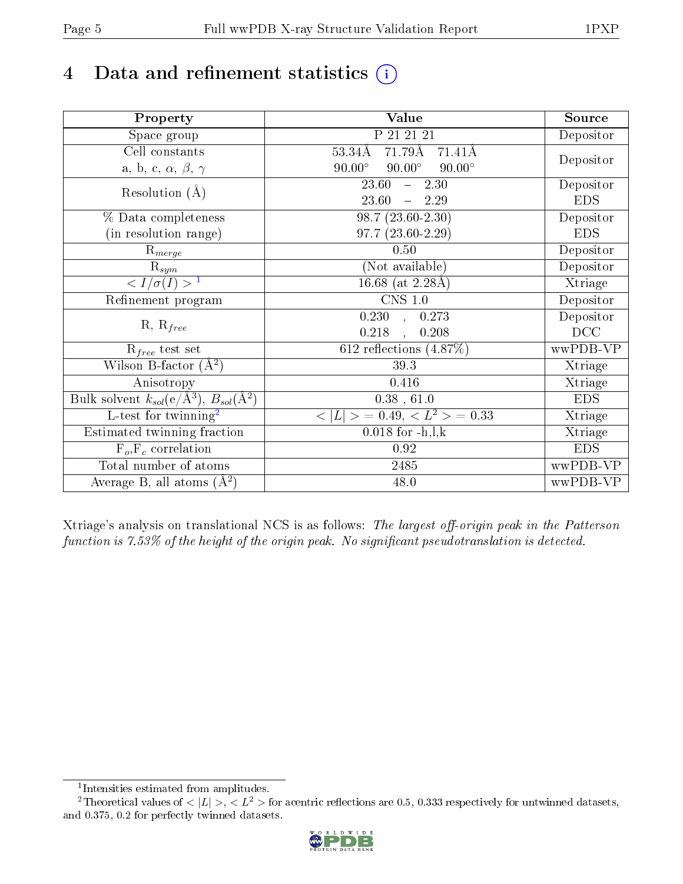# 4 Data and refinement statistics (i)

| Property | Value | Source |
|---|---|---|
| Space group | P 21 21 21 | Depositor |
| Cell constants<br>a, b, c, $\alpha$, $\beta$, $\gamma$ | 53.34Å 71.79Å 71.41Å<br>90.00° 90.00° 90.00° | Depositor |
| Resolution (Å) | 23.60 – 2.30<br>23.60 – 2.29 | Depositor<br>EDS |
| % Data completeness<br>(in resolution range) | 98.7 (23.60-2.30)<br>97.7 (23.60-2.29) | Depositor<br>EDS |
| $R_{merge}$ | 0.50 | Depositor |
| $R_{sym}$ | (Not available) | Depositor |
| $< I/\sigma(I) >$ [1] | 16.68 (at 2.28Å) | Xtriage |
| Refinement program | CNS 1.0 | Depositor |
| R, $R_{free}$ | 0.230 , 0.273<br>0.218 , 0.208 | Depositor<br>DCC |
| $R_{free}$ test set | 612 reflections (4.87%) | wwPDB-VP |
| Wilson B-factor (Å$^2$) | 39.3 | Xtriage |
| Anisotropy | 0.416 | Xtriage |
| Bulk solvent $k_{sol}$(e/Å$^3$), $B_{sol}$(Å$^2$) | 0.38 , 61.0 | EDS |
| L-test for twinning[2] | $< \|L\| >$ = 0.49, $< L^2 >$ = 0.33 | Xtriage |
| Estimated twinning fraction | 0.018 for -h,l,k | Xtriage |
| $F_o$,$F_c$ correlation | 0.92 | EDS |
| Total number of atoms | 2485 | wwPDB-VP |
| Average B, all atoms (Å$^2$) | 48.0 | wwPDB-VP |

Xtriage's analysis on translational NCS is as follows: *The largest off-origin peak in the Patterson function is 7.53% of the height of the origin peak. No significant pseudotranslation is detected.*

[1] Intensities estimated from amplitudes.

[2] Theoretical values of $< |L| >$, $< L^2 >$ for acentric reflections are 0.5, 0.333 respectively for untwinned datasets, and 0.375, 0.2 for perfectly twinned datasets.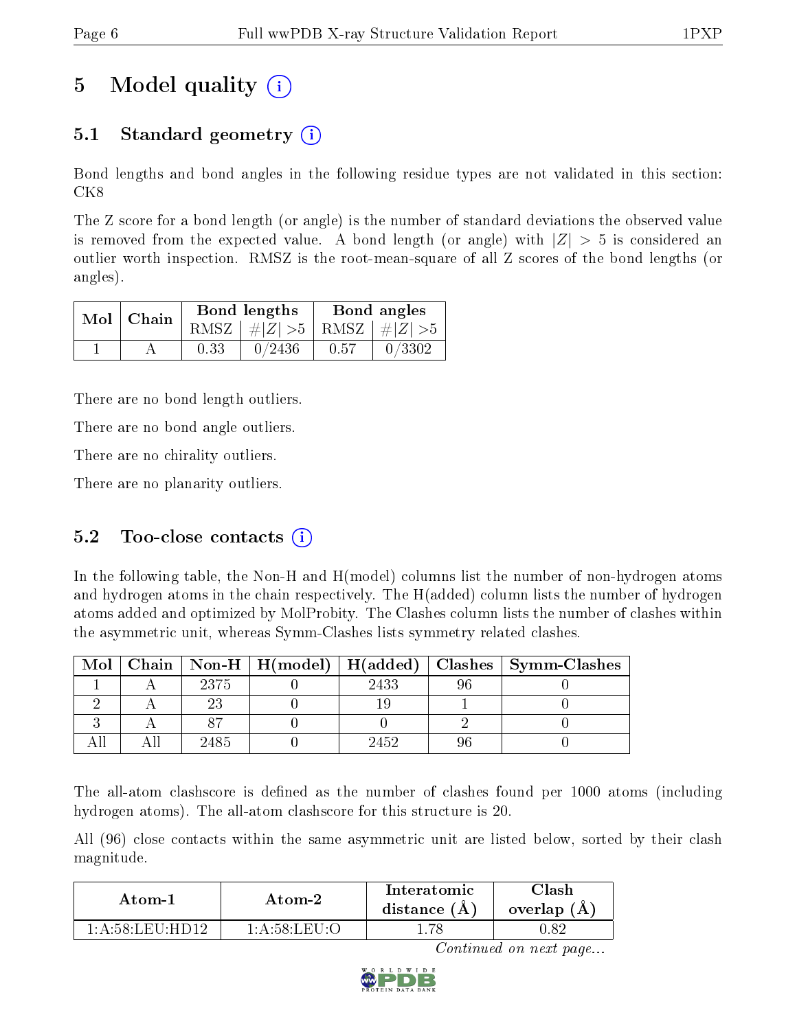# 5 Model quality

## 5.1 Standard geometry

Bond lengths and bond angles in the following residue types are not validated in this section: CK8

The Z score for a bond length (or angle) is the number of standard deviations the observed value is removed from the expected value. A bond length (or angle) with $|Z| > 5$ is considered an outlier worth inspection. RMSZ is the root-mean-square of all Z scores of the bond lengths (or angles).

| Mol | Chain | Bond lengths | | Bond angles | |
|---|---|---|---|---|---|
| | | RMSZ | $\#|Z| > 5$ | RMSZ | $\#|Z| > 5$ |
| 1 | A | 0.33 | 0/2436 | 0.57 | 0/3302 |

There are no bond length outliers.

There are no bond angle outliers.

There are no chirality outliers.

There are no planarity outliers.

## 5.2 Too-close contacts

In the following table, the Non-H and H(model) columns list the number of non-hydrogen atoms and hydrogen atoms in the chain respectively. The H(added) column lists the number of hydrogen atoms added and optimized by MolProbity. The Clashes column lists the number of clashes within the asymmetric unit, whereas Symm-Clashes lists symmetry related clashes.

| Mol | Chain | Non-H | H(model) | H(added) | Clashes | Symm-Clashes |
|---|---|---|---|---|---|---|
| 1 | A | 2375 | 0 | 2433 | 96 | 0 |
| 2 | A | 23 | 0 | 19 | 1 | 0 |
| 3 | A | 87 | 0 | 0 | 2 | 0 |
| All | All | 2485 | 0 | 2452 | 96 | 0 |

The all-atom clashscore is defined as the number of clashes found per 1000 atoms (including hydrogen atoms). The all-atom clashscore for this structure is 20.

All (96) close contacts within the same asymmetric unit are listed below, sorted by their clash magnitude.

| Atom-1 | Atom-2 | Interatomic distance (Å) | Clash overlap (Å) |
|---|---|---|---|
| 1:A:58:LEU:HD12 | 1:A:58:LEU:O | 1.78 | 0.82 |

*Continued on next page...*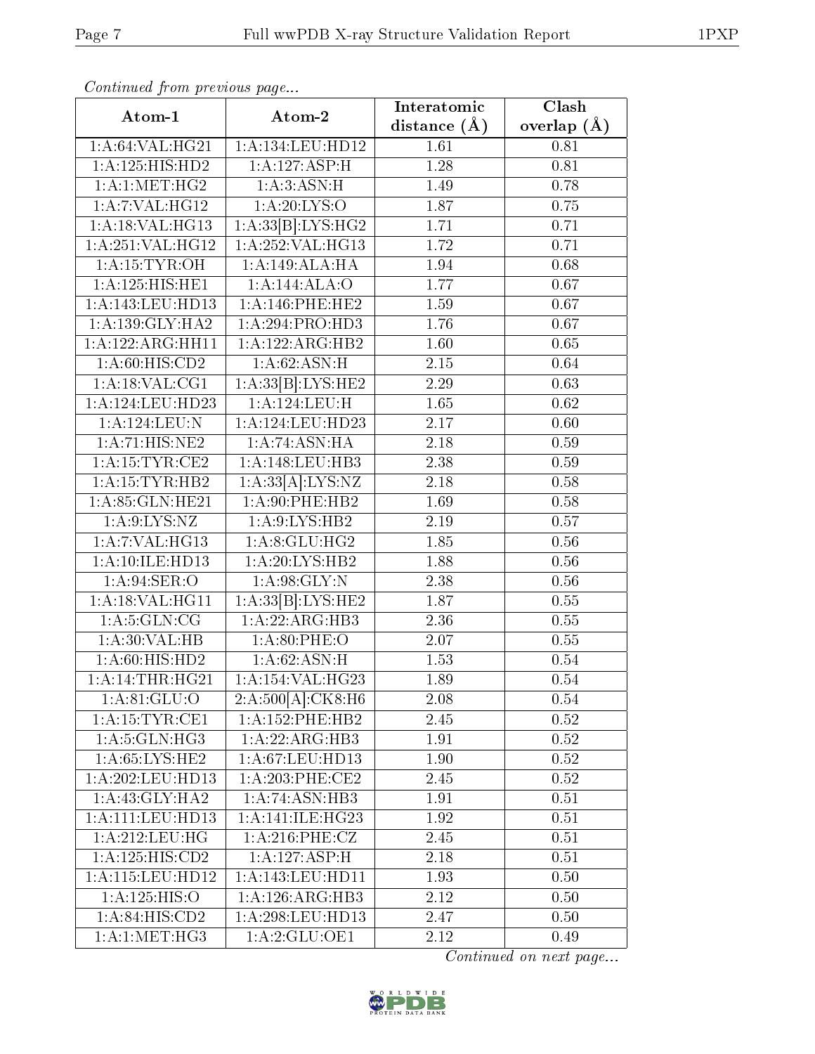*Continued from previous page...*

| Atom-1 | Atom-2 | Interatomic distance (Å) | Clash overlap (Å) |
| --- | --- | --- | --- |
| 1:A:64:VAL:HG21 | 1:A:134:LEU:HD12 | 1.61 | 0.81 |
| 1:A:125:HIS:HD2 | 1:A:127:ASP:H | 1.28 | 0.81 |
| 1:A:1:MET:HG2 | 1:A:3:ASN:H | 1.49 | 0.78 |
| 1:A:7:VAL:HG12 | 1:A:20:LYS:O | 1.87 | 0.75 |
| 1:A:18:VAL:HG13 | 1:A:33[B]:LYS:HG2 | 1.71 | 0.71 |
| 1:A:251:VAL:HG12 | 1:A:252:VAL:HG13 | 1.72 | 0.71 |
| 1:A:15:TYR:OH | 1:A:149:ALA:HA | 1.94 | 0.68 |
| 1:A:125:HIS:HE1 | 1:A:144:ALA:O | 1.77 | 0.67 |
| 1:A:143:LEU:HD13 | 1:A:146:PHE:HE2 | 1.59 | 0.67 |
| 1:A:139:GLY:HA2 | 1:A:294:PRO:HD3 | 1.76 | 0.67 |
| 1:A:122:ARG:HH11 | 1:A:122:ARG:HB2 | 1.60 | 0.65 |
| 1:A:60:HIS:CD2 | 1:A:62:ASN:H | 2.15 | 0.64 |
| 1:A:18:VAL:CG1 | 1:A:33[B]:LYS:HE2 | 2.29 | 0.63 |
| 1:A:124:LEU:HD23 | 1:A:124:LEU:H | 1.65 | 0.62 |
| 1:A:124:LEU:N | 1:A:124:LEU:HD23 | 2.17 | 0.60 |
| 1:A:71:HIS:NE2 | 1:A:74:ASN:HA | 2.18 | 0.59 |
| 1:A:15:TYR:CE2 | 1:A:148:LEU:HB3 | 2.38 | 0.59 |
| 1:A:15:TYR:HB2 | 1:A:33[A]:LYS:NZ | 2.18 | 0.58 |
| 1:A:85:GLN:HE21 | 1:A:90:PHE:HB2 | 1.69 | 0.58 |
| 1:A:9:LYS:NZ | 1:A:9:LYS:HB2 | 2.19 | 0.57 |
| 1:A:7:VAL:HG13 | 1:A:8:GLU:HG2 | 1.85 | 0.56 |
| 1:A:10:ILE:HD13 | 1:A:20:LYS:HB2 | 1.88 | 0.56 |
| 1:A:94:SER:O | 1:A:98:GLY:N | 2.38 | 0.56 |
| 1:A:18:VAL:HG11 | 1:A:33[B]:LYS:HE2 | 1.87 | 0.55 |
| 1:A:5:GLN:CG | 1:A:22:ARG:HB3 | 2.36 | 0.55 |
| 1:A:30:VAL:HB | 1:A:80:PHE:O | 2.07 | 0.55 |
| 1:A:60:HIS:HD2 | 1:A:62:ASN:H | 1.53 | 0.54 |
| 1:A:14:THR:HG21 | 1:A:154:VAL:HG23 | 1.89 | 0.54 |
| 1:A:81:GLU:O | 2:A:500[A]:CK8:H6 | 2.08 | 0.54 |
| 1:A:15:TYR:CE1 | 1:A:152:PHE:HB2 | 2.45 | 0.52 |
| 1:A:5:GLN:HG3 | 1:A:22:ARG:HB3 | 1.91 | 0.52 |
| 1:A:65:LYS:HE2 | 1:A:67:LEU:HD13 | 1.90 | 0.52 |
| 1:A:202:LEU:HD13 | 1:A:203:PHE:CE2 | 2.45 | 0.52 |
| 1:A:43:GLY:HA2 | 1:A:74:ASN:HB3 | 1.91 | 0.51 |
| 1:A:111:LEU:HD13 | 1:A:141:ILE:HG23 | 1.92 | 0.51 |
| 1:A:212:LEU:HG | 1:A:216:PHE:CZ | 2.45 | 0.51 |
| 1:A:125:HIS:CD2 | 1:A:127:ASP:H | 2.18 | 0.51 |
| 1:A:115:LEU:HD12 | 1:A:143:LEU:HD11 | 1.93 | 0.50 |
| 1:A:125:HIS:O | 1:A:126:ARG:HB3 | 2.12 | 0.50 |
| 1:A:84:HIS:CD2 | 1:A:298:LEU:HD13 | 2.47 | 0.50 |
| 1:A:1:MET:HG3 | 1:A:2:GLU:OE1 | 2.12 | 0.49 |

*Continued on next page...*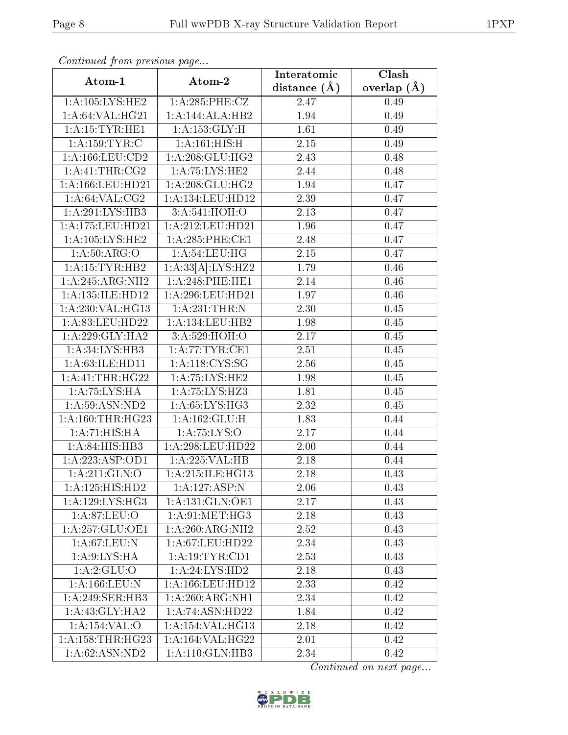*Continued from previous page...*

| Atom-1 | Atom-2 | Interatomic distance (Å) | Clash overlap (Å) |
|---|---|---|---|
| 1:A:105:LYS:HE2 | 1:A:285:PHE:CZ | 2.47 | 0.49 |
| 1:A:64:VAL:HG21 | 1:A:144:ALA:HB2 | 1.94 | 0.49 |
| 1:A:15:TYR:HE1 | 1:A:153:GLY:H | 1.61 | 0.49 |
| 1:A:159:TYR:C | 1:A:161:HIS:H | 2.15 | 0.49 |
| 1:A:166:LEU:CD2 | 1:A:208:GLU:HG2 | 2.43 | 0.48 |
| 1:A:41:THR:CG2 | 1:A:75:LYS:HE2 | 2.44 | 0.48 |
| 1:A:166:LEU:HD21 | 1:A:208:GLU:HG2 | 1.94 | 0.47 |
| 1:A:64:VAL:CG2 | 1:A:134:LEU:HD12 | 2.39 | 0.47 |
| 1:A:291:LYS:HB3 | 3:A:541:HOH:O | 2.13 | 0.47 |
| 1:A:175:LEU:HD21 | 1:A:212:LEU:HD21 | 1.96 | 0.47 |
| 1:A:105:LYS:HE2 | 1:A:285:PHE:CE1 | 2.48 | 0.47 |
| 1:A:50:ARG:O | 1:A:54:LEU:HG | 2.15 | 0.47 |
| 1:A:15:TYR:HB2 | 1:A:33[A]:LYS:HZ2 | 1.79 | 0.46 |
| 1:A:245:ARG:NH2 | 1:A:248:PHE:HE1 | 2.14 | 0.46 |
| 1:A:135:ILE:HD12 | 1:A:296:LEU:HD21 | 1.97 | 0.46 |
| 1:A:230:VAL:HG13 | 1:A:231:THR:N | 2.30 | 0.45 |
| 1:A:83:LEU:HD22 | 1:A:134:LEU:HB2 | 1.98 | 0.45 |
| 1:A:229:GLY:HA2 | 3:A:529:HOH:O | 2.17 | 0.45 |
| 1:A:34:LYS:HB3 | 1:A:77:TYR:CE1 | 2.51 | 0.45 |
| 1:A:63:ILE:HD11 | 1:A:118:CYS:SG | 2.56 | 0.45 |
| 1:A:41:THR:HG22 | 1:A:75:LYS:HE2 | 1.98 | 0.45 |
| 1:A:75:LYS:HA | 1:A:75:LYS:HZ3 | 1.81 | 0.45 |
| 1:A:59:ASN:ND2 | 1:A:65:LYS:HG3 | 2.32 | 0.45 |
| 1:A:160:THR:HG23 | 1:A:162:GLU:H | 1.83 | 0.44 |
| 1:A:71:HIS:HA | 1:A:75:LYS:O | 2.17 | 0.44 |
| 1:A:84:HIS:HB3 | 1:A:298:LEU:HD22 | 2.00 | 0.44 |
| 1:A:223:ASP:OD1 | 1:A:225:VAL:HB | 2.18 | 0.44 |
| 1:A:211:GLN:O | 1:A:215:ILE:HG13 | 2.18 | 0.43 |
| 1:A:125:HIS:HD2 | 1:A:127:ASP:N | 2.06 | 0.43 |
| 1:A:129:LYS:HG3 | 1:A:131:GLN:OE1 | 2.17 | 0.43 |
| 1:A:87:LEU:O | 1:A:91:MET:HG3 | 2.18 | 0.43 |
| 1:A:257:GLU:OE1 | 1:A:260:ARG:NH2 | 2.52 | 0.43 |
| 1:A:67:LEU:N | 1:A:67:LEU:HD22 | 2.34 | 0.43 |
| 1:A:9:LYS:HA | 1:A:19:TYR:CD1 | 2.53 | 0.43 |
| 1:A:2:GLU:O | 1:A:24:LYS:HD2 | 2.18 | 0.43 |
| 1:A:166:LEU:N | 1:A:166:LEU:HD12 | 2.33 | 0.42 |
| 1:A:249:SER:HB3 | 1:A:260:ARG:NH1 | 2.34 | 0.42 |
| 1:A:43:GLY:HA2 | 1:A:74:ASN:HD22 | 1.84 | 0.42 |
| 1:A:154:VAL:O | 1:A:154:VAL:HG13 | 2.18 | 0.42 |
| 1:A:158:THR:HG23 | 1:A:164:VAL:HG22 | 2.01 | 0.42 |
| 1:A:62:ASN:ND2 | 1:A:110:GLN:HB3 | 2.34 | 0.42 |

*Continued on next page...*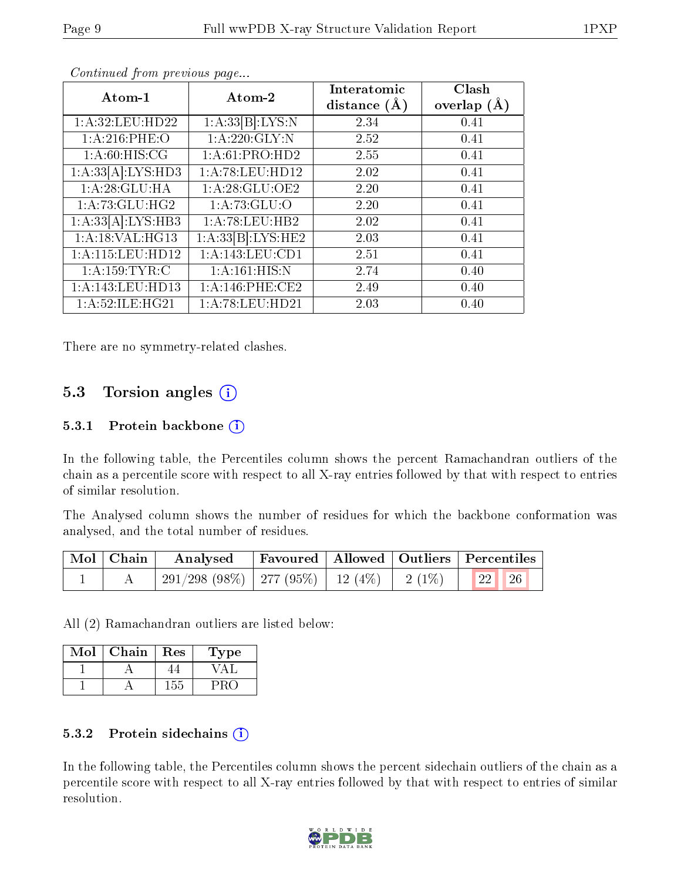*Continued from previous page...*

| Atom-1 | Atom-2 | Interatomic distance (Å) | Clash overlap (Å) |
|---|---|---|---|
| 1:A:32:LEU:HD22 | 1:A:33[B]:LYS:N | 2.34 | 0.41 |
| 1:A:216:PHE:O | 1:A:220:GLY:N | 2.52 | 0.41 |
| 1:A:60:HIS:CG | 1:A:61:PRO:HD2 | 2.55 | 0.41 |
| 1:A:33[A]:LYS:HD3 | 1:A:78:LEU:HD12 | 2.02 | 0.41 |
| 1:A:28:GLU:HA | 1:A:28:GLU:OE2 | 2.20 | 0.41 |
| 1:A:73:GLU:HG2 | 1:A:73:GLU:O | 2.20 | 0.41 |
| 1:A:33[A]:LYS:HB3 | 1:A:78:LEU:HB2 | 2.02 | 0.41 |
| 1:A:18:VAL:HG13 | 1:A:33[B]:LYS:HE2 | 2.03 | 0.41 |
| 1:A:115:LEU:HD12 | 1:A:143:LEU:CD1 | 2.51 | 0.41 |
| 1:A:159:TYR:C | 1:A:161:HIS:N | 2.74 | 0.40 |
| 1:A:143:LEU:HD13 | 1:A:146:PHE:CE2 | 2.49 | 0.40 |
| 1:A:52:ILE:HG21 | 1:A:78:LEU:HD21 | 2.03 | 0.40 |

There are no symmetry-related clashes.

## 5.3 Torsion angles

### 5.3.1 Protein backbone

In the following table, the Percentiles column shows the percent Ramachandran outliers of the chain as a percentile score with respect to all X-ray entries followed by that with respect to entries of similar resolution.

The Analysed column shows the number of residues for which the backbone conformation was analysed, and the total number of residues.

| Mol | Chain | Analysed | Favoured | Allowed | Outliers | Percentiles | |
|---|---|---|---|---|---|---|---|
| 1 | A | 291/298 (98%) | 277 (95%) | 12 (4%) | 2 (1%) | 22 | 26 |

All (2) Ramachandran outliers are listed below:

| Mol | Chain | Res | Type |
|---|---|---|---|
| 1 | A | 44 | VAL |
| 1 | A | 155 | PRO |

### 5.3.2 Protein sidechains

In the following table, the Percentiles column shows the percent sidechain outliers of the chain as a percentile score with respect to all X-ray entries followed by that with respect to entries of similar resolution.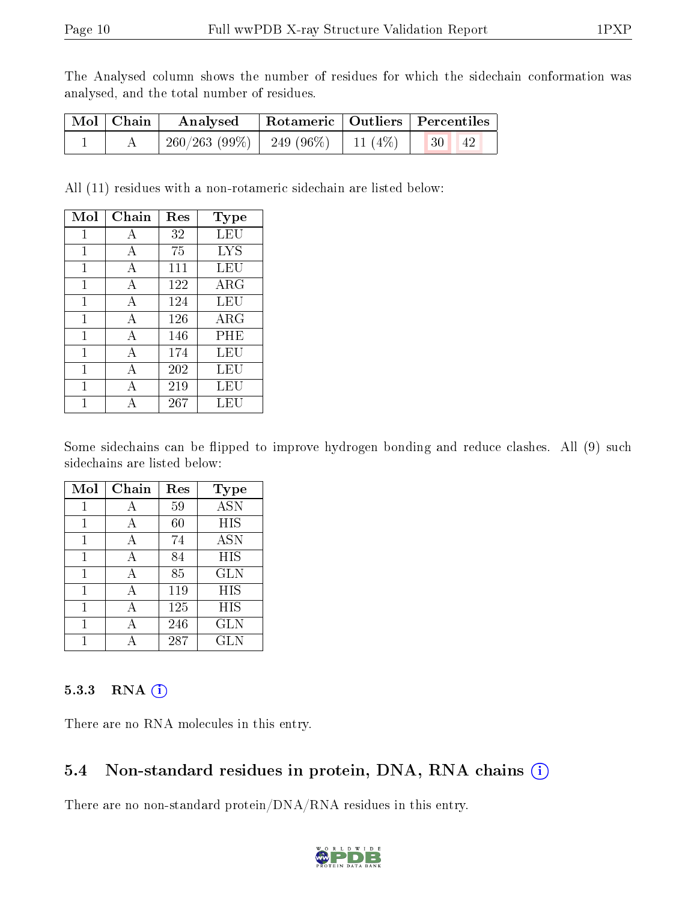The Analysed column shows the number of residues for which the sidechain conformation was analysed, and the total number of residues.

| Mol | Chain | Analysed | Rotameric | Outliers | Percentiles | |
|---|---|---|---|---|---|---|
| 1 | A | 260/263 (99%) | 249 (96%) | 11 (4%) | 30 | 42 |

All (11) residues with a non-rotameric sidechain are listed below:

| Mol | Chain | Res | Type |
|---|---|---|---|
| 1 | A | 32 | LEU |
| 1 | A | 75 | LYS |
| 1 | A | 111 | LEU |
| 1 | A | 122 | ARG |
| 1 | A | 124 | LEU |
| 1 | A | 126 | ARG |
| 1 | A | 146 | PHE |
| 1 | A | 174 | LEU |
| 1 | A | 202 | LEU |
| 1 | A | 219 | LEU |
| 1 | A | 267 | LEU |

Some sidechains can be flipped to improve hydrogen bonding and reduce clashes. All (9) such sidechains are listed below:

| Mol | Chain | Res | Type |
|---|---|---|---|
| 1 | A | 59 | ASN |
| 1 | A | 60 | HIS |
| 1 | A | 74 | ASN |
| 1 | A | 84 | HIS |
| 1 | A | 85 | GLN |
| 1 | A | 119 | HIS |
| 1 | A | 125 | HIS |
| 1 | A | 246 | GLN |
| 1 | A | 287 | GLN |

### 5.3.3 RNA

There are no RNA molecules in this entry.

## 5.4 Non-standard residues in protein, DNA, RNA chains

There are no non-standard protein/DNA/RNA residues in this entry.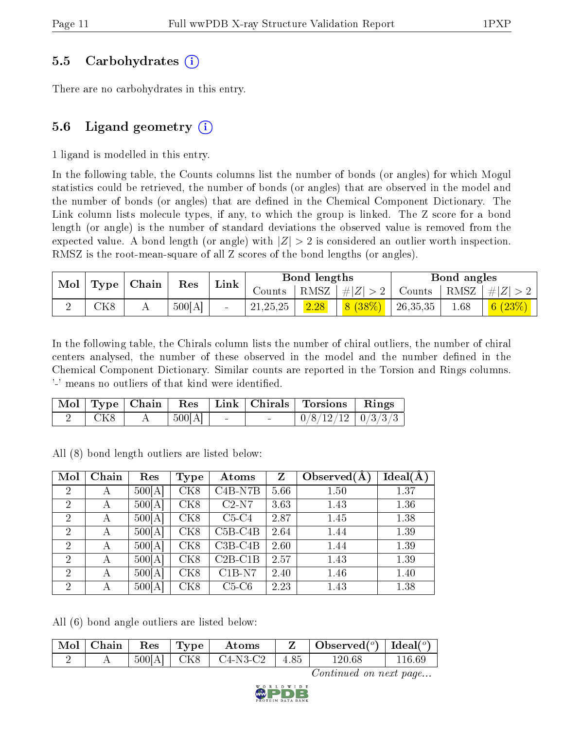### 5.5 Carbohydrates (i)

There are no carbohydrates in this entry.

### 5.6 Ligand geometry (i)

1 ligand is modelled in this entry.

In the following table, the Counts columns list the number of bonds (or angles) for which Mogul statistics could be retrieved, the number of bonds (or angles) that are observed in the model and the number of bonds (or angles) that are defined in the Chemical Component Dictionary. The Link column lists molecule types, if any, to which the group is linked. The Z score for a bond length (or angle) is the number of standard deviations the observed value is removed from the expected value. A bond length (or angle) with $|Z| > 2$ is considered an outlier worth inspection. RMSZ is the root-mean-square of all Z scores of the bond lengths (or angles).

| Mol | Type | Chain | Res | Link | Bond lengths | | | Bond angles | | |
|---|---|---|---|---|---|---|---|---|---|---|
| | | | | | Counts | RMSZ | $\#\|Z\| > 2$ | Counts | RMSZ | $\#\|Z\| > 2$ |
| 2 | CK8 | A | 500[A] | - | 21,25,25 | 2.28 | 8 (38%) | 26,35,35 | 1.68 | 6 (23%) |

In the following table, the Chirals column lists the number of chiral outliers, the number of chiral centers analysed, the number of these observed in the model and the number defined in the Chemical Component Dictionary. Similar counts are reported in the Torsion and Rings columns. '-' means no outliers of that kind were identified.

| Mol | Type | Chain | Res | Link | Chirals | Torsions | Rings |
|---|---|---|---|---|---|---|---|
| 2 | CK8 | A | 500[A] | - | - | 0/8/12/12 | 0/3/3/3 |

All (8) bond length outliers are listed below:

| Mol | Chain | Res | Type | Atoms | Z | Observed(Å) | Ideal(Å) |
|---|---|---|---|---|---|---|---|
| 2 | A | 500[A] | CK8 | C4B-N7B | 5.66 | 1.50 | 1.37 |
| 2 | A | 500[A] | CK8 | C2-N7 | 3.63 | 1.43 | 1.36 |
| 2 | A | 500[A] | CK8 | C5-C4 | 2.87 | 1.45 | 1.38 |
| 2 | A | 500[A] | CK8 | C5B-C4B | 2.64 | 1.44 | 1.39 |
| 2 | A | 500[A] | CK8 | C3B-C4B | 2.60 | 1.44 | 1.39 |
| 2 | A | 500[A] | CK8 | C2B-C1B | 2.57 | 1.43 | 1.39 |
| 2 | A | 500[A] | CK8 | C1B-N7 | 2.40 | 1.46 | 1.40 |
| 2 | A | 500[A] | CK8 | C5-C6 | 2.23 | 1.43 | 1.38 |

All (6) bond angle outliers are listed below:

| Mol | Chain | Res | Type | Atoms | Z | Observed(°) | Ideal(°) |
|---|---|---|---|---|---|---|---|
| 2 | A | 500[A] | CK8 | C4-N3-C2 | 4.85 | 120.68 | 116.69 |

*Continued on next page...*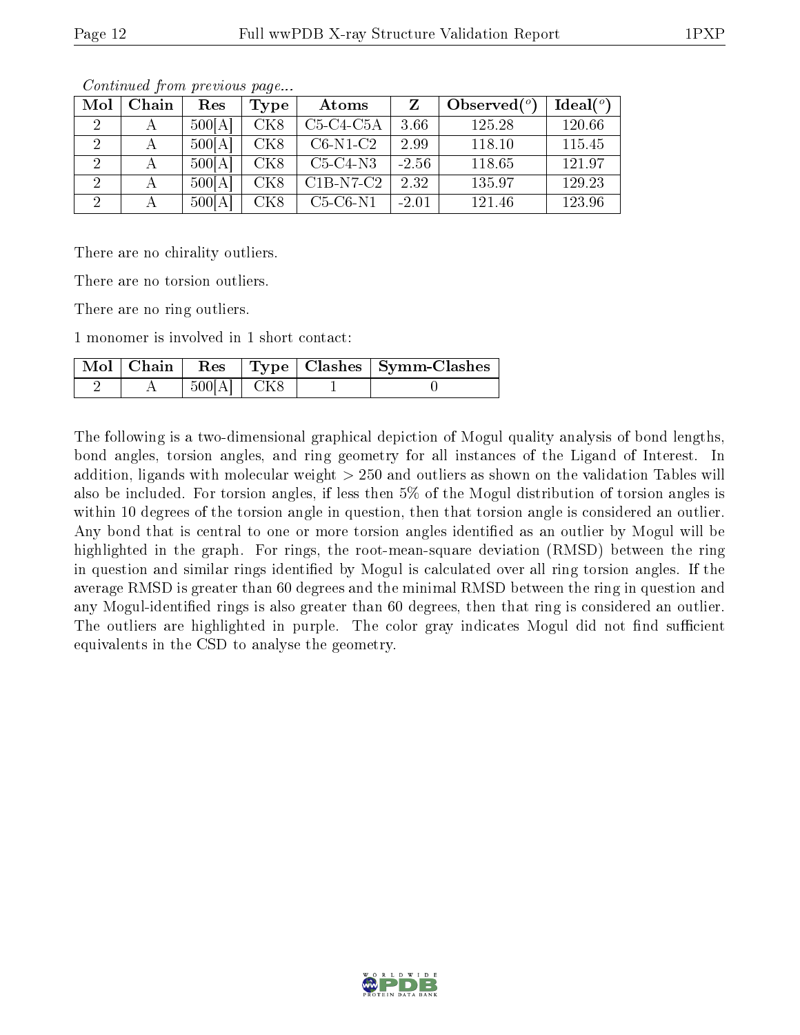*Continued from previous page...*

| Mol | Chain | Res | Type | Atoms | Z | Observed(°) | Ideal(°) |
|---|---|---|---|---|---|---|---|
| 2 | A | 500[A] | CK8 | C5-C4-C5A | 3.66 | 125.28 | 120.66 |
| 2 | A | 500[A] | CK8 | C6-N1-C2 | 2.99 | 118.10 | 115.45 |
| 2 | A | 500[A] | CK8 | C5-C4-N3 | -2.56 | 118.65 | 121.97 |
| 2 | A | 500[A] | CK8 | C1B-N7-C2 | 2.32 | 135.97 | 129.23 |
| 2 | A | 500[A] | CK8 | C5-C6-N1 | -2.01 | 121.46 | 123.96 |

There are no chirality outliers.

There are no torsion outliers.

There are no ring outliers.

1 monomer is involved in 1 short contact:

| Mol | Chain | Res | Type | Clashes | Symm-Clashes |
|---|---|---|---|---|---|
| 2 | A | 500[A] | CK8 | 1 | 0 |

The following is a two-dimensional graphical depiction of Mogul quality analysis of bond lengths, bond angles, torsion angles, and ring geometry for all instances of the Ligand of Interest. In addition, ligands with molecular weight > 250 and outliers as shown on the validation Tables will also be included. For torsion angles, if less then 5% of the Mogul distribution of torsion angles is within 10 degrees of the torsion angle in question, then that torsion angle is considered an outlier. Any bond that is central to one or more torsion angles identified as an outlier by Mogul will be highlighted in the graph. For rings, the root-mean-square deviation (RMSD) between the ring in question and similar rings identified by Mogul is calculated over all ring torsion angles. If the average RMSD is greater than 60 degrees and the minimal RMSD between the ring in question and any Mogul-identified rings is also greater than 60 degrees, then that ring is considered an outlier. The outliers are highlighted in purple. The color gray indicates Mogul did not find sufficient equivalents in the CSD to analyse the geometry.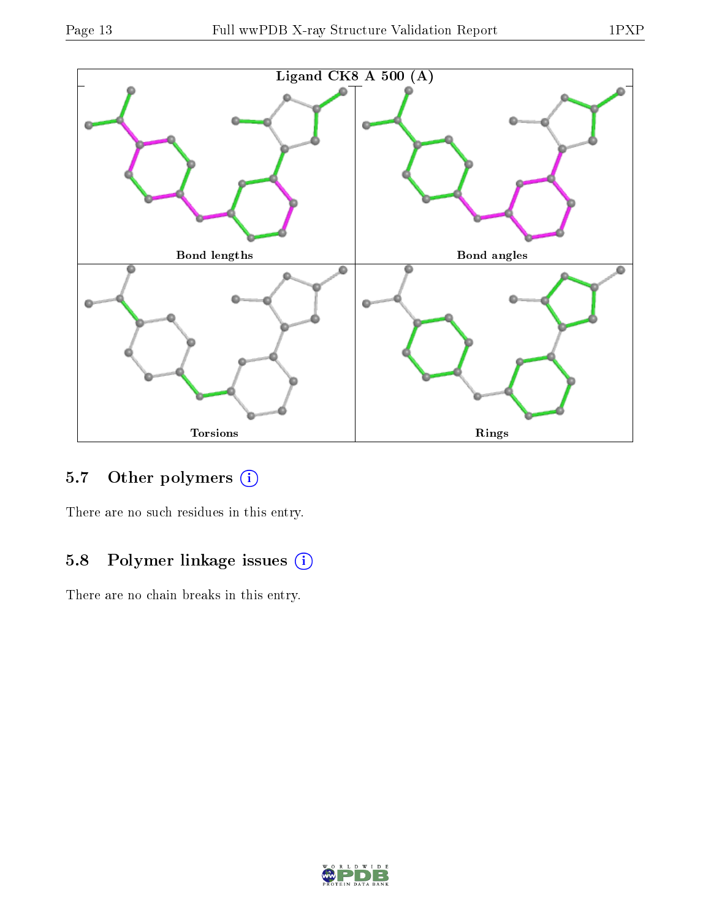Ligand CK8 A 500 (A)

Bond lengths

Bond angles

Torsions

Rings

### 5.7 Other polymers

There are no such residues in this entry.

### 5.8 Polymer linkage issues

There are no chain breaks in this entry.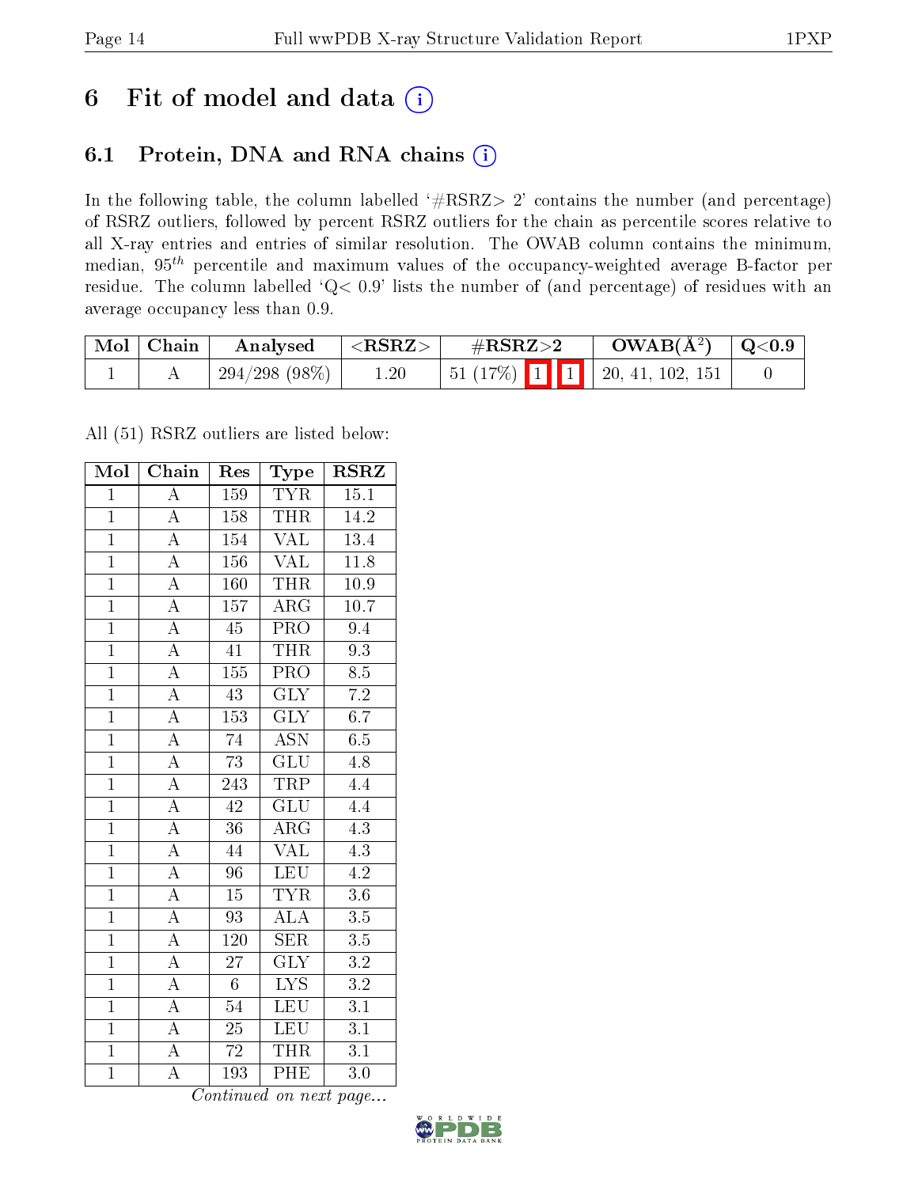# 6 Fit of model and data (i)

## 6.1 Protein, DNA and RNA chains (i)

In the following table, the column labelled '#RSRZ> 2' contains the number (and percentage) of RSRZ outliers, followed by percent RSRZ outliers for the chain as percentile scores relative to all X-ray entries and entries of similar resolution. The OWAB column contains the minimum, median, $95^{th}$ percentile and maximum values of the occupancy-weighted average B-factor per residue. The column labelled 'Q< 0.9' lists the number of (and percentage) of residues with an average occupancy less than 0.9.

| Mol | Chain | Analysed | <RSRZ> | #RSRZ>2 | OWAB(Å$^2$) | Q<0.9 |
|---|---|---|---|---|---|---|
| 1 | A | 294/298 (98%) | 1.20 | 51 (17%) 1 1 | 20, 41, 102, 151 | 0 |

All (51) RSRZ outliers are listed below:

| Mol | Chain | Res | Type | RSRZ |
|---|---|---|---|---|
| 1 | A | 159 | TYR | 15.1 |
| 1 | A | 158 | THR | 14.2 |
| 1 | A | 154 | VAL | 13.4 |
| 1 | A | 156 | VAL | 11.8 |
| 1 | A | 160 | THR | 10.9 |
| 1 | A | 157 | ARG | 10.7 |
| 1 | A | 45 | PRO | 9.4 |
| 1 | A | 41 | THR | 9.3 |
| 1 | A | 155 | PRO | 8.5 |
| 1 | A | 43 | GLY | 7.2 |
| 1 | A | 153 | GLY | 6.7 |
| 1 | A | 74 | ASN | 6.5 |
| 1 | A | 73 | GLU | 4.8 |
| 1 | A | 243 | TRP | 4.4 |
| 1 | A | 42 | GLU | 4.4 |
| 1 | A | 36 | ARG | 4.3 |
| 1 | A | 44 | VAL | 4.3 |
| 1 | A | 96 | LEU | 4.2 |
| 1 | A | 15 | TYR | 3.6 |
| 1 | A | 93 | ALA | 3.5 |
| 1 | A | 120 | SER | 3.5 |
| 1 | A | 27 | GLY | 3.2 |
| 1 | A | 6 | LYS | 3.2 |
| 1 | A | 54 | LEU | 3.1 |
| 1 | A | 25 | LEU | 3.1 |
| 1 | A | 72 | THR | 3.1 |
| 1 | A | 193 | PHE | 3.0 |

*Continued on next page...*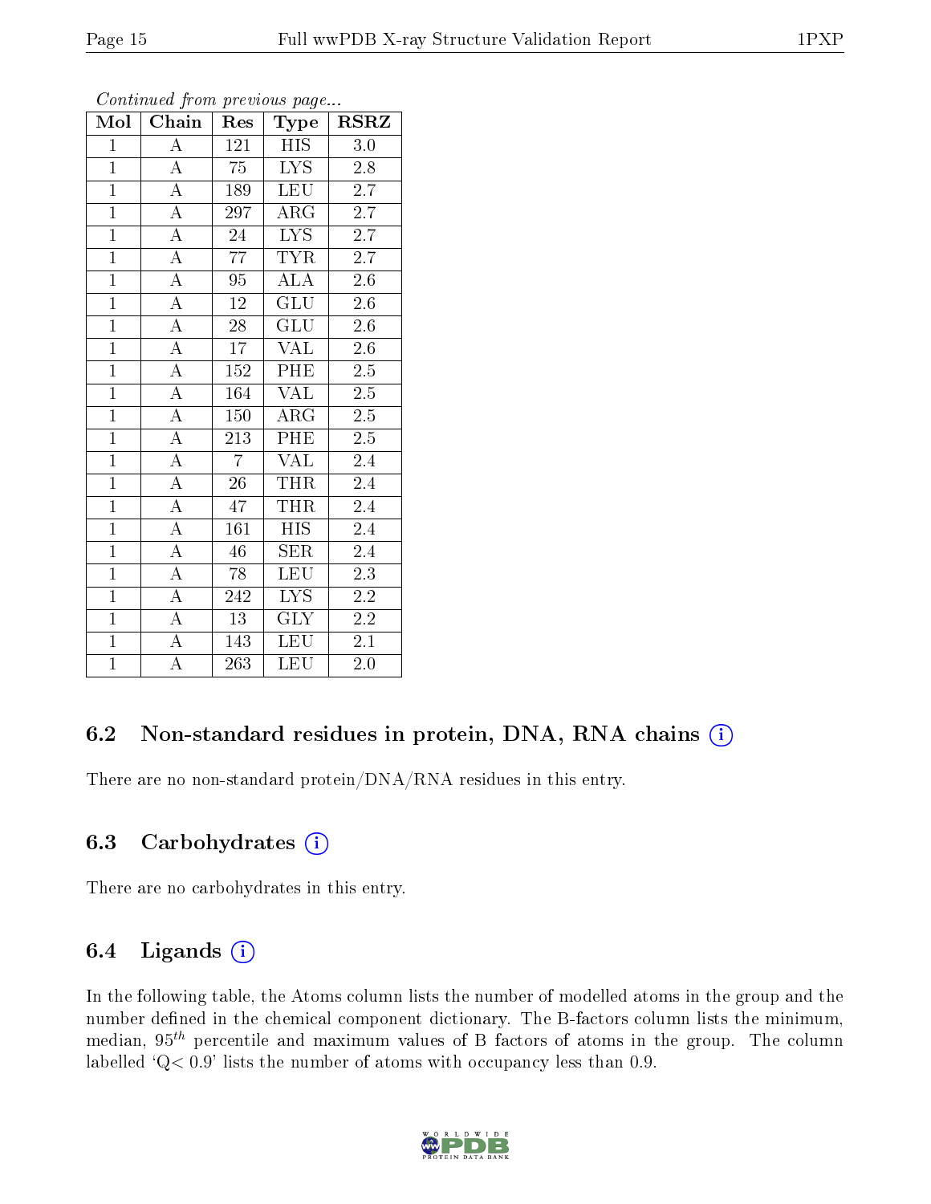*Continued from previous page...*

| Mol | Chain | Res | Type | RSRZ |
|---|---|---|---|---|
| 1 | A | 121 | HIS | 3.0 |
| 1 | A | 75 | LYS | 2.8 |
| 1 | A | 189 | LEU | 2.7 |
| 1 | A | 297 | ARG | 2.7 |
| 1 | A | 24 | LYS | 2.7 |
| 1 | A | 77 | TYR | 2.7 |
| 1 | A | 95 | ALA | 2.6 |
| 1 | A | 12 | GLU | 2.6 |
| 1 | A | 28 | GLU | 2.6 |
| 1 | A | 17 | VAL | 2.6 |
| 1 | A | 152 | PHE | 2.5 |
| 1 | A | 164 | VAL | 2.5 |
| 1 | A | 150 | ARG | 2.5 |
| 1 | A | 213 | PHE | 2.5 |
| 1 | A | 7 | VAL | 2.4 |
| 1 | A | 26 | THR | 2.4 |
| 1 | A | 47 | THR | 2.4 |
| 1 | A | 161 | HIS | 2.4 |
| 1 | A | 46 | SER | 2.4 |
| 1 | A | 78 | LEU | 2.3 |
| 1 | A | 242 | LYS | 2.2 |
| 1 | A | 13 | GLY | 2.2 |
| 1 | A | 143 | LEU | 2.1 |
| 1 | A | 263 | LEU | 2.0 |

## 6.2 Non-standard residues in protein, DNA, RNA chains (i)

There are no non-standard protein/DNA/RNA residues in this entry.

## 6.3 Carbohydrates (i)

There are no carbohydrates in this entry.

## 6.4 Ligands (i)

In the following table, the Atoms column lists the number of modelled atoms in the group and the number defined in the chemical component dictionary. The B-factors column lists the minimum, median, $95^{th}$ percentile and maximum values of B factors of atoms in the group. The column labelled 'Q< 0.9' lists the number of atoms with occupancy less than 0.9.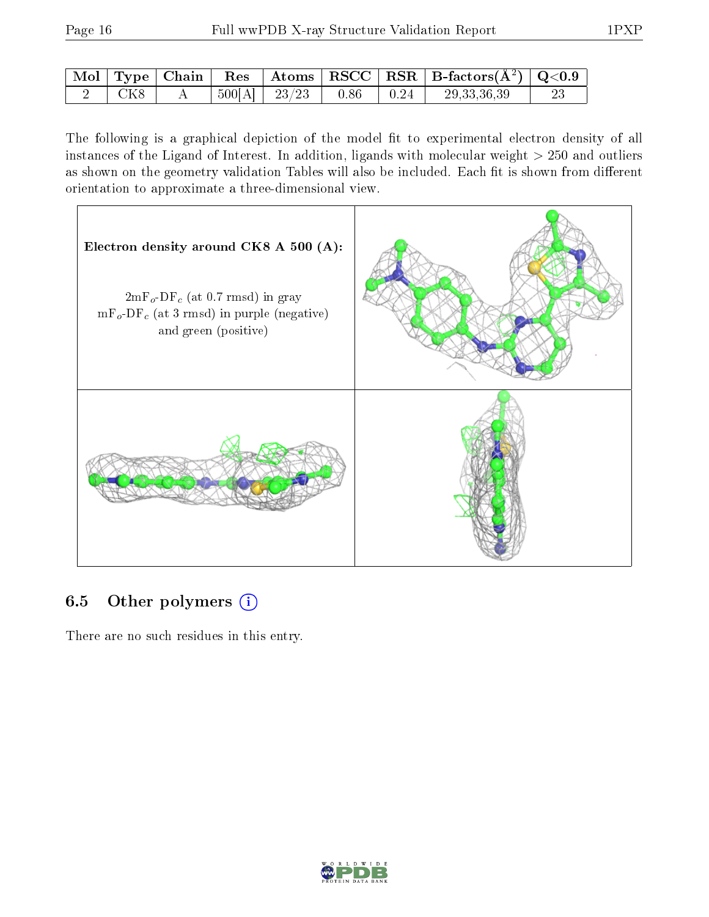| Mol | Type | Chain | Res | Atoms | RSCC | RSR | B-factors($Å^2$) | Q<0.9 |
|---|---|---|---|---|---|---|---|---|
| 2 | CK8 | A | 500[A] | 23/23 | 0.86 | 0.24 | 29,33,36,39 | 23 |

The following is a graphical depiction of the model fit to experimental electron density of all instances of the Ligand of Interest. In addition, ligands with molecular weight > 250 and outliers as shown on the geometry validation Tables will also be included. Each fit is shown from different orientation to approximate a three-dimensional view.

**Electron density around CK8 A 500 (A):**

$2mF_o$-$DF_c$ (at 0.7 rmsd) in gray
$mF_o$-$DF_c$ (at 3 rmsd) in purple (negative)
and green (positive)

## 6.5 Other polymers

There are no such residues in this entry.